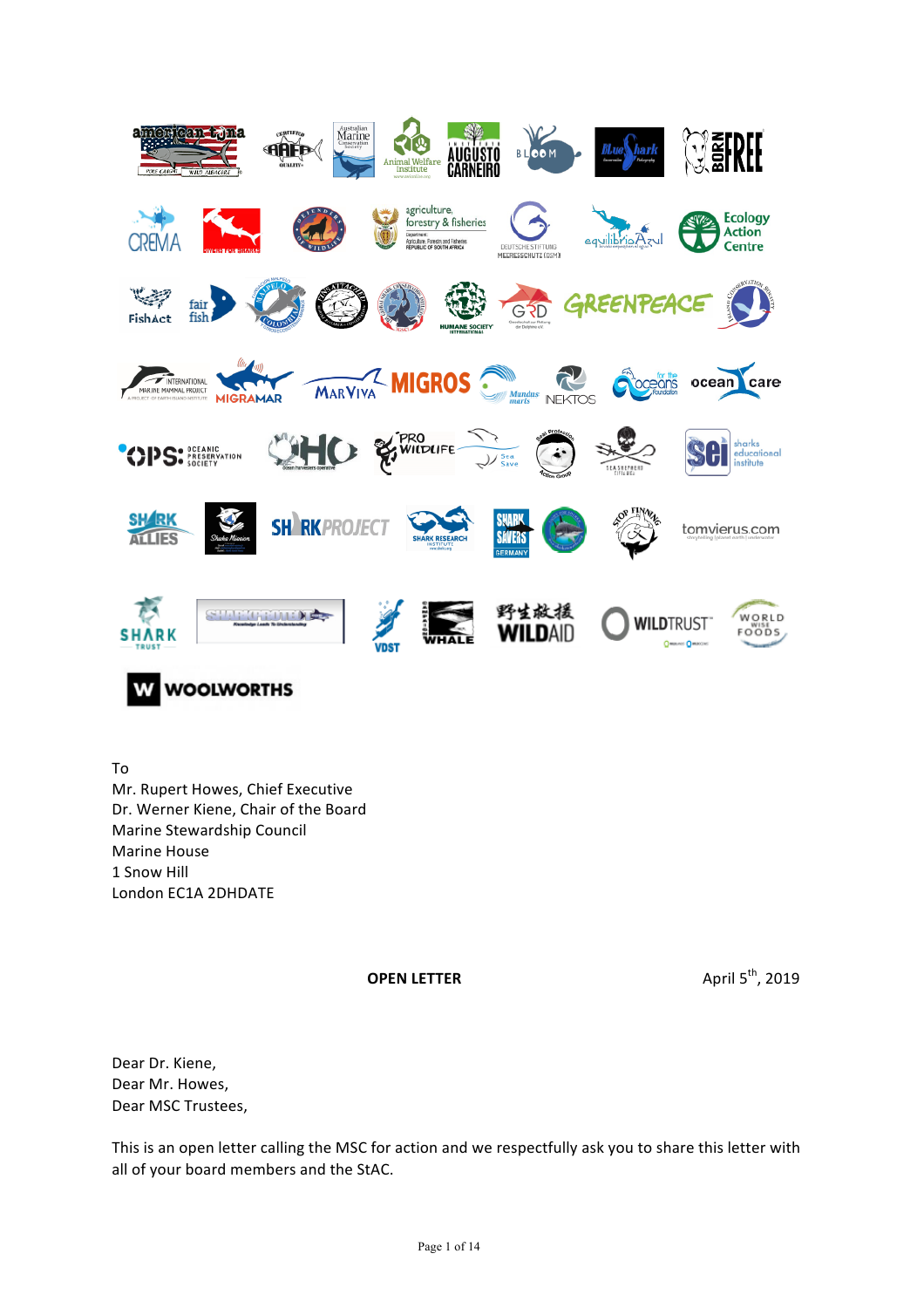To
Mr. Rupert Howes, Chief Executive
Dr. Werner Kiene, Chair of the Board
Marine Stewardship Council
Marine House
1 Snow Hill
London EC1A 2DHDATE

**OPEN LETTER**

April 5th, 2019

Dear Dr. Kiene,
Dear Mr. Howes,
Dear MSC Trustees,

This is an open letter calling the MSC for action and we respectfully ask you to share this letter with all of your board members and the StAC.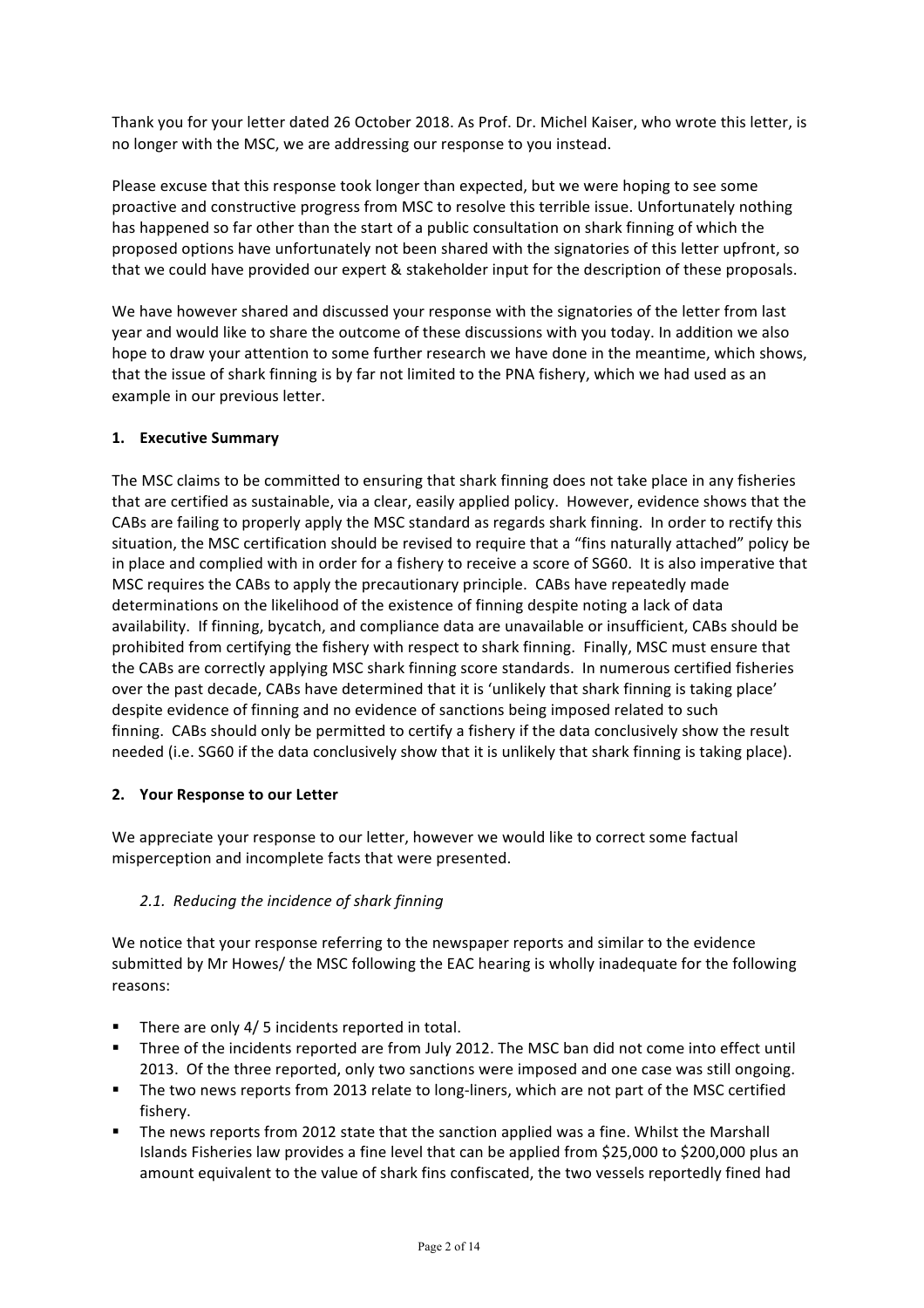Thank you for your letter dated 26 October 2018. As Prof. Dr. Michel Kaiser, who wrote this letter, is no longer with the MSC, we are addressing our response to you instead.

Please excuse that this response took longer than expected, but we were hoping to see some proactive and constructive progress from MSC to resolve this terrible issue. Unfortunately nothing has happened so far other than the start of a public consultation on shark finning of which the proposed options have unfortunately not been shared with the signatories of this letter upfront, so that we could have provided our expert & stakeholder input for the description of these proposals.

We have however shared and discussed your response with the signatories of the letter from last year and would like to share the outcome of these discussions with you today. In addition we also hope to draw your attention to some further research we have done in the meantime, which shows, that the issue of shark finning is by far not limited to the PNA fishery, which we had used as an example in our previous letter.

## 1. Executive Summary

The MSC claims to be committed to ensuring that shark finning does not take place in any fisheries that are certified as sustainable, via a clear, easily applied policy. However, evidence shows that the CABs are failing to properly apply the MSC standard as regards shark finning. In order to rectify this situation, the MSC certification should be revised to require that a "fins naturally attached" policy be in place and complied with in order for a fishery to receive a score of SG60. It is also imperative that MSC requires the CABs to apply the precautionary principle. CABs have repeatedly made determinations on the likelihood of the existence of finning despite noting a lack of data availability. If finning, bycatch, and compliance data are unavailable or insufficient, CABs should be prohibited from certifying the fishery with respect to shark finning. Finally, MSC must ensure that the CABs are correctly applying MSC shark finning score standards. In numerous certified fisheries over the past decade, CABs have determined that it is 'unlikely that shark finning is taking place' despite evidence of finning and no evidence of sanctions being imposed related to such finning. CABs should only be permitted to certify a fishery if the data conclusively show the result needed (i.e. SG60 if the data conclusively show that it is unlikely that shark finning is taking place).

## 2. Your Response to our Letter

We appreciate your response to our letter, however we would like to correct some factual misperception and incomplete facts that were presented.

### 2.1. *Reducing the incidence of shark finning*

We notice that your response referring to the newspaper reports and similar to the evidence submitted by Mr Howes/ the MSC following the EAC hearing is wholly inadequate for the following reasons:

- There are only 4/ 5 incidents reported in total.
- Three of the incidents reported are from July 2012. The MSC ban did not come into effect until 2013. Of the three reported, only two sanctions were imposed and one case was still ongoing.
- The two news reports from 2013 relate to long-liners, which are not part of the MSC certified fishery.
- The news reports from 2012 state that the sanction applied was a fine. Whilst the Marshall Islands Fisheries law provides a fine level that can be applied from $25,000 to $200,000 plus an amount equivalent to the value of shark fins confiscated, the two vessels reportedly fined had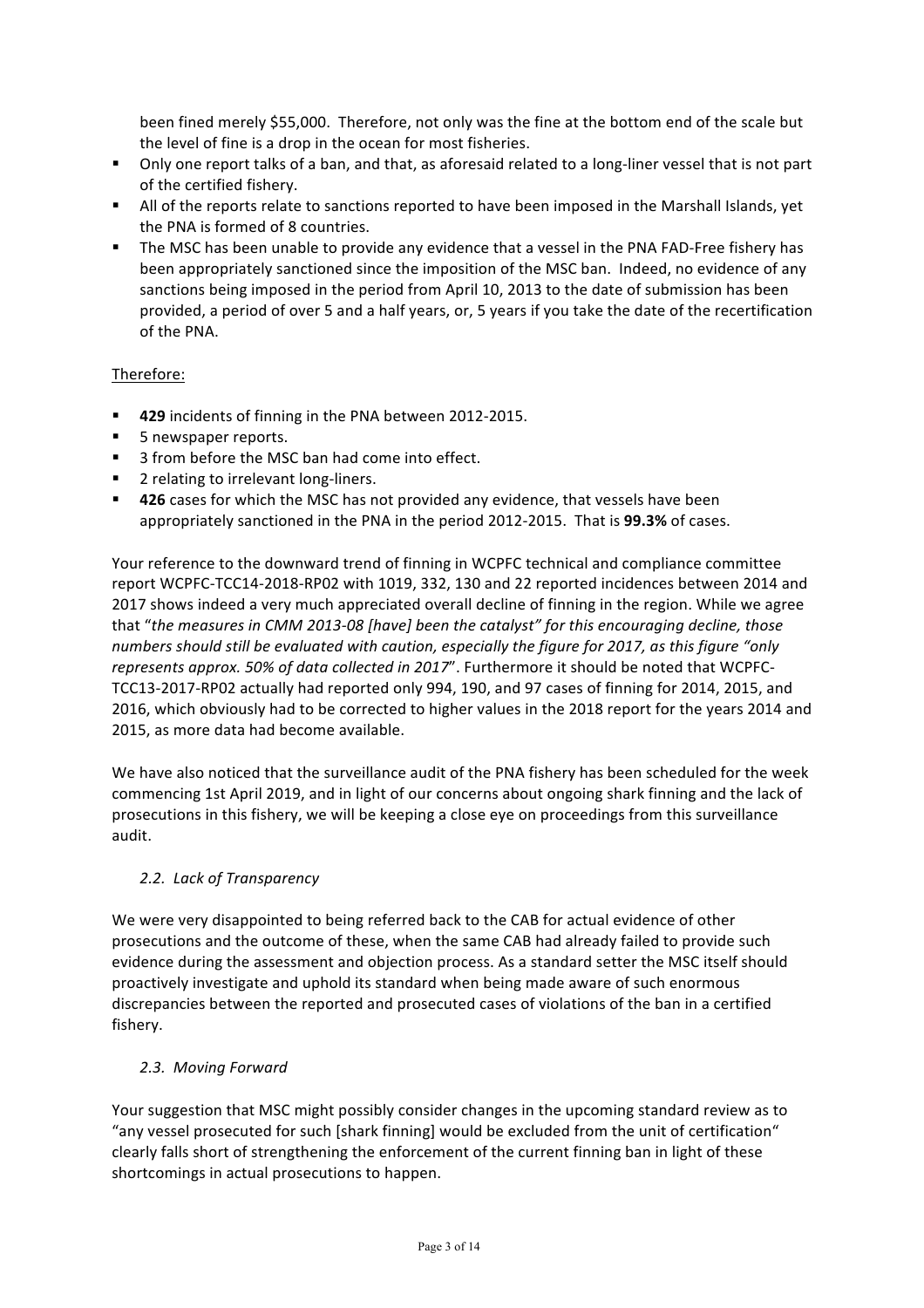been fined merely $55,000. Therefore, not only was the fine at the bottom end of the scale but the level of fine is a drop in the ocean for most fisheries.

- Only one report talks of a ban, and that, as aforesaid related to a long-liner vessel that is not part of the certified fishery.
- All of the reports relate to sanctions reported to have been imposed in the Marshall Islands, yet the PNA is formed of 8 countries.
- The MSC has been unable to provide any evidence that a vessel in the PNA FAD-Free fishery has been appropriately sanctioned since the imposition of the MSC ban. Indeed, no evidence of any sanctions being imposed in the period from April 10, 2013 to the date of submission has been provided, a period of over 5 and a half years, or, 5 years if you take the date of the recertification of the PNA.

Therefore:

- **429** incidents of finning in the PNA between 2012-2015.
- 5 newspaper reports.
- 3 from before the MSC ban had come into effect.
- 2 relating to irrelevant long-liners.
- **426** cases for which the MSC has not provided any evidence, that vessels have been appropriately sanctioned in the PNA in the period 2012-2015. That is **99.3%** of cases.

Your reference to the downward trend of finning in WCPFC technical and compliance committee report WCPFC-TCC14-2018-RP02 with 1019, 332, 130 and 22 reported incidences between 2014 and 2017 shows indeed a very much appreciated overall decline of finning in the region. While we agree that "*the measures in CMM 2013-08 [have] been the catalyst" for this encouraging decline, those numbers should still be evaluated with caution, especially the figure for 2017, as this figure "only represents approx. 50% of data collected in 2017*". Furthermore it should be noted that WCPFC-TCC13-2017-RP02 actually had reported only 994, 190, and 97 cases of finning for 2014, 2015, and 2016, which obviously had to be corrected to higher values in the 2018 report for the years 2014 and 2015, as more data had become available.

We have also noticed that the surveillance audit of the PNA fishery has been scheduled for the week commencing 1st April 2019, and in light of our concerns about ongoing shark finning and the lack of prosecutions in this fishery, we will be keeping a close eye on proceedings from this surveillance audit.

### *2.2. Lack of Transparency*

We were very disappointed to being referred back to the CAB for actual evidence of other prosecutions and the outcome of these, when the same CAB had already failed to provide such evidence during the assessment and objection process. As a standard setter the MSC itself should proactively investigate and uphold its standard when being made aware of such enormous discrepancies between the reported and prosecuted cases of violations of the ban in a certified fishery.

### *2.3. Moving Forward*

Your suggestion that MSC might possibly consider changes in the upcoming standard review as to "any vessel prosecuted for such [shark finning] would be excluded from the unit of certification" clearly falls short of strengthening the enforcement of the current finning ban in light of these shortcomings in actual prosecutions to happen.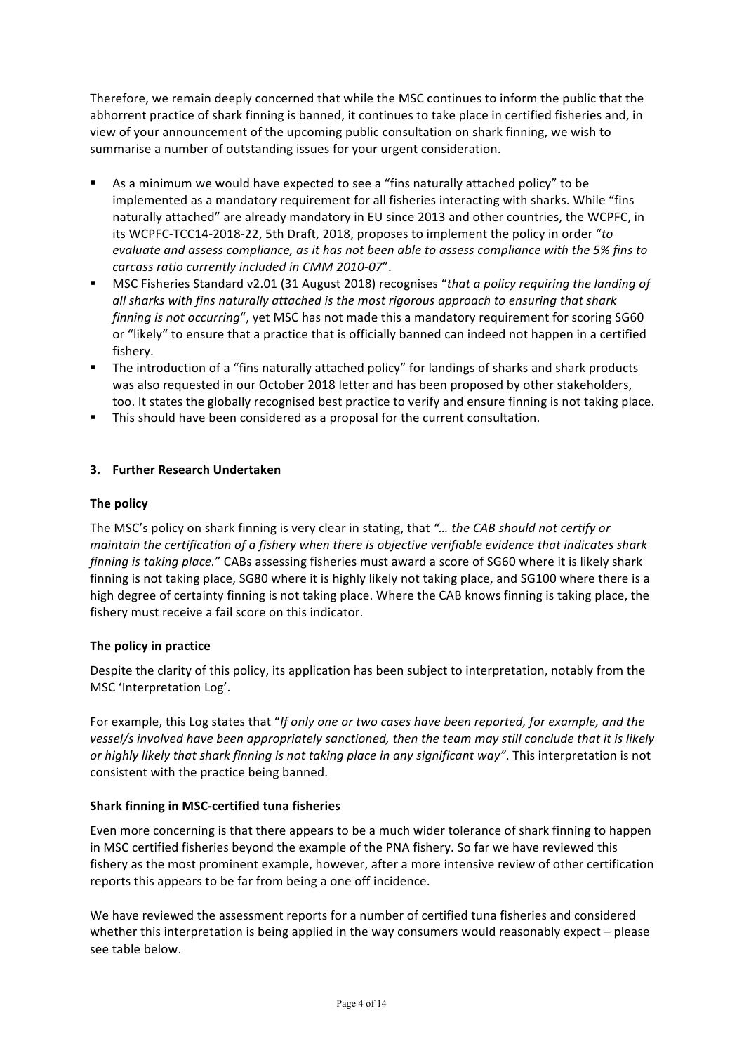Therefore, we remain deeply concerned that while the MSC continues to inform the public that the abhorrent practice of shark finning is banned, it continues to take place in certified fisheries and, in view of your announcement of the upcoming public consultation on shark finning, we wish to summarise a number of outstanding issues for your urgent consideration.

- As a minimum we would have expected to see a "fins naturally attached policy" to be implemented as a mandatory requirement for all fisheries interacting with sharks. While "fins naturally attached" are already mandatory in EU since 2013 and other countries, the WCPFC, in its WCPFC-TCC14-2018-22, 5th Draft, 2018, proposes to implement the policy in order "*to evaluate and assess compliance, as it has not been able to assess compliance with the 5% fins to carcass ratio currently included in CMM 2010-07*".
- MSC Fisheries Standard v2.01 (31 August 2018) recognises "*that a policy requiring the landing of all sharks with fins naturally attached is the most rigorous approach to ensuring that shark finning is not occurring*", yet MSC has not made this a mandatory requirement for scoring SG60 or "likely" to ensure that a practice that is officially banned can indeed not happen in a certified fishery.
- The introduction of a "fins naturally attached policy" for landings of sharks and shark products was also requested in our October 2018 letter and has been proposed by other stakeholders, too. It states the globally recognised best practice to verify and ensure finning is not taking place.
- This should have been considered as a proposal for the current consultation.

## 3. Further Research Undertaken

### The policy

The MSC's policy on shark finning is very clear in stating, that *"… the CAB should not certify or maintain the certification of a fishery when there is objective verifiable evidence that indicates shark finning is taking place.*" CABs assessing fisheries must award a score of SG60 where it is likely shark finning is not taking place, SG80 where it is highly likely not taking place, and SG100 where there is a high degree of certainty finning is not taking place. Where the CAB knows finning is taking place, the fishery must receive a fail score on this indicator.

### The policy in practice

Despite the clarity of this policy, its application has been subject to interpretation, notably from the MSC 'Interpretation Log'.

For example, this Log states that "*If only one or two cases have been reported, for example, and the vessel/s involved have been appropriately sanctioned, then the team may still conclude that it is likely or highly likely that shark finning is not taking place in any significant way"*. This interpretation is not consistent with the practice being banned.

### Shark finning in MSC-certified tuna fisheries

Even more concerning is that there appears to be a much wider tolerance of shark finning to happen in MSC certified fisheries beyond the example of the PNA fishery. So far we have reviewed this fishery as the most prominent example, however, after a more intensive review of other certification reports this appears to be far from being a one off incidence.

We have reviewed the assessment reports for a number of certified tuna fisheries and considered whether this interpretation is being applied in the way consumers would reasonably expect – please see table below.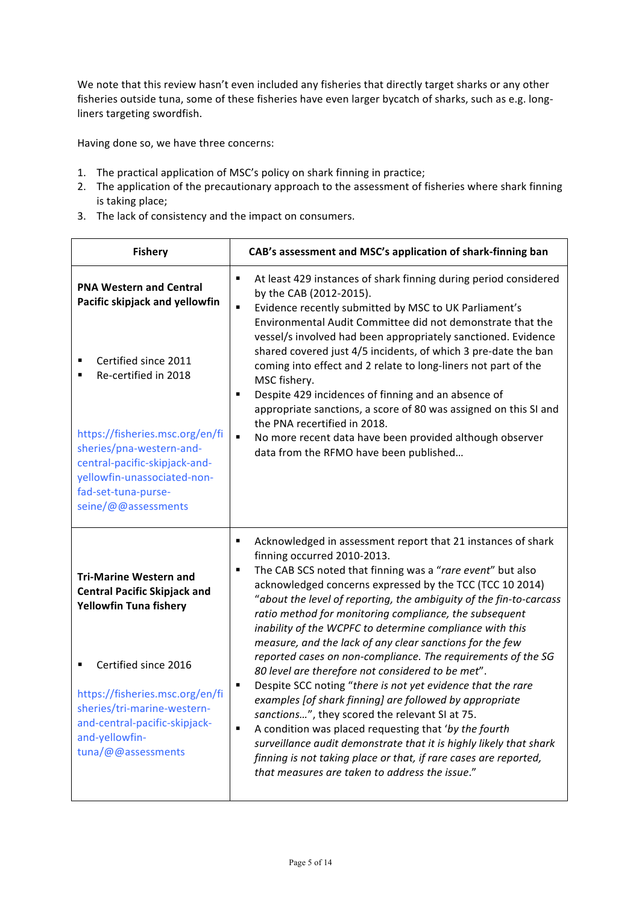We note that this review hasn't even included any fisheries that directly target sharks or any other fisheries outside tuna, some of these fisheries have even larger bycatch of sharks, such as e.g. long-liners targeting swordfish.

Having done so, we have three concerns:

1. The practical application of MSC's policy on shark finning in practice;
2. The application of the precautionary approach to the assessment of fisheries where shark finning is taking place;
3. The lack of consistency and the impact on consumers.

| Fishery | CAB's assessment and MSC's application of shark-finning ban |
|---|---|
| **PNA Western and Central Pacific skipjack and yellowfin**<br><br>▪ Certified since 2011<br>▪ Re-certified in 2018<br><br>https://fisheries.msc.org/en/fisheries/pna-western-and-central-pacific-skipjack-and-yellowfin-unassociated-non-fad-set-tuna-purse-seine/@@assessments | ▪ At least 429 instances of shark finning during period considered by the CAB (2012-2015).<br>▪ Evidence recently submitted by MSC to UK Parliament's Environmental Audit Committee did not demonstrate that the vessel/s involved had been appropriately sanctioned. Evidence shared covered just 4/5 incidents, of which 3 pre-date the ban coming into effect and 2 relate to long-liners not part of the MSC fishery.<br>▪ Despite 429 incidences of finning and an absence of appropriate sanctions, a score of 80 was assigned on this SI and the PNA recertified in 2018.<br>▪ No more recent data have been provided although observer data from the RFMO have been published… |
| **Tri-Marine Western and Central Pacific Skipjack and Yellowfin Tuna fishery**<br><br>▪ Certified since 2016<br><br>https://fisheries.msc.org/en/fisheries/tri-marine-western-and-central-pacific-skipjack-and-yellowfin-tuna/@@assessments | ▪ Acknowledged in assessment report that 21 instances of shark finning occurred 2010-2013.<br>▪ The CAB SCS noted that finning was a "*rare event*" but also acknowledged concerns expressed by the TCC (TCC 10 2014) "*about the level of reporting, the ambiguity of the fin-to-carcass ratio method for monitoring compliance, the subsequent inability of the WCPFC to determine compliance with this measure, and the lack of any clear sanctions for the few reported cases on non-compliance. The requirements of the SG 80 level are therefore not considered to be met*".<br>▪ Despite SCC noting "*there is not yet evidence that the rare examples [of shark finning] are followed by appropriate sanctions…*", they scored the relevant SI at 75.<br>▪ A condition was placed requesting that '*by the fourth surveillance audit demonstrate that it is highly likely that shark finning is not taking place or that, if rare cases are reported, that measures are taken to address the issue.*" |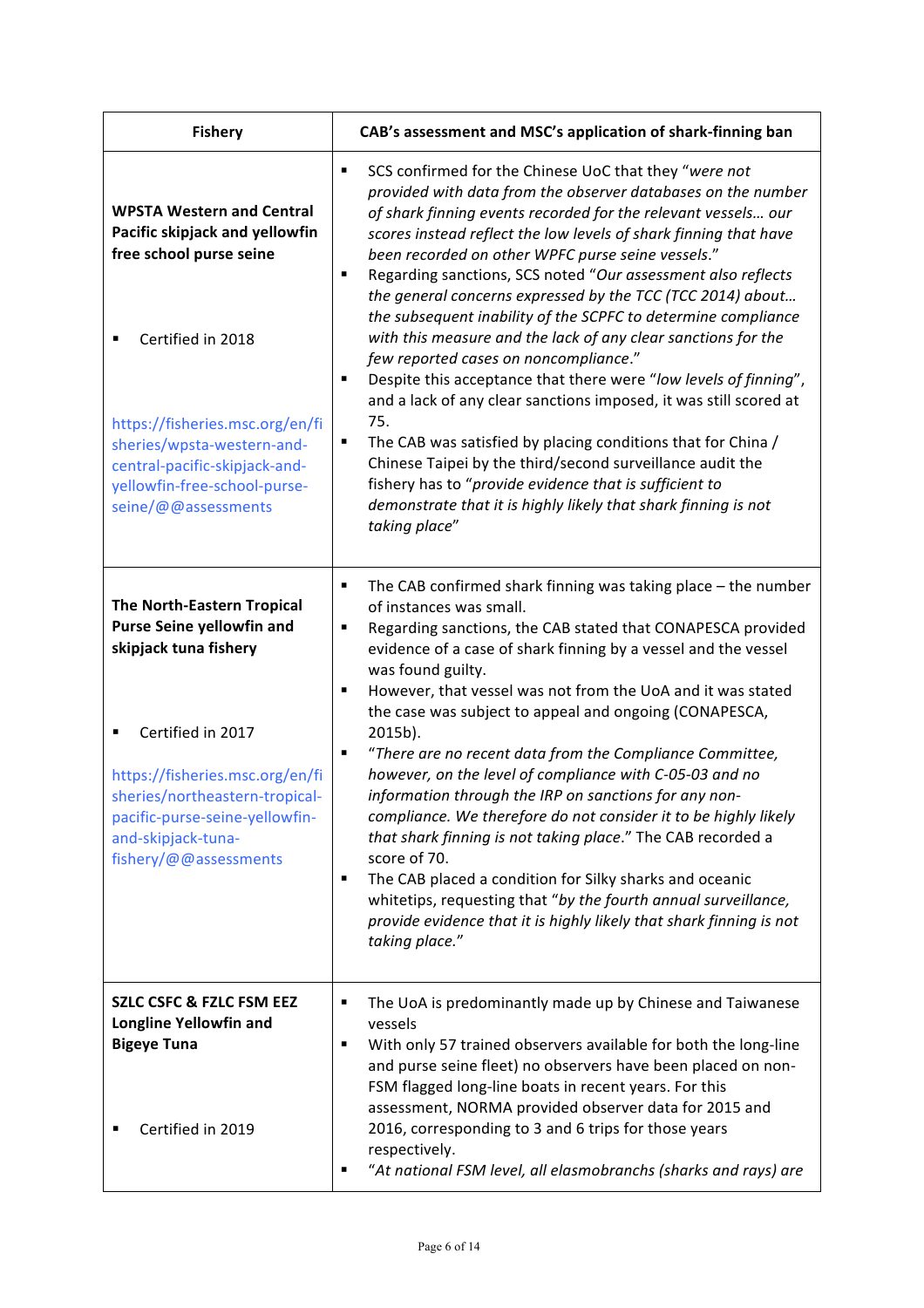| Fishery | CAB's assessment and MSC's application of shark-finning ban |
| --- | --- |
| **WPSTA Western and Central Pacific skipjack and yellowfin free school purse seine**<br><br>▪ Certified in 2018<br><br>https://fisheries.msc.org/en/fisheries/wpsta-western-and-central-pacific-skipjack-and-yellowfin-free-school-purse-seine/@@assessments | ▪ SCS confirmed for the Chinese UoC that they "*were not provided with data from the observer databases on the number of shark finning events recorded for the relevant vessels… our scores instead reflect the low levels of shark finning that have been recorded on other WPFC purse seine vessels*."<br>▪ Regarding sanctions, SCS noted "*Our assessment also reflects the general concerns expressed by the TCC (TCC 2014) about… the subsequent inability of the SCPFC to determine compliance with this measure and the lack of any clear sanctions for the few reported cases on noncompliance*."<br>▪ Despite this acceptance that there were "*low levels of finning*", and a lack of any clear sanctions imposed, it was still scored at 75.<br>▪ The CAB was satisfied by placing conditions that for China / Chinese Taipei by the third/second surveillance audit the fishery has to "*provide evidence that is sufficient to demonstrate that it is highly likely that shark finning is not taking place*" |
| **The North-Eastern Tropical Purse Seine yellowfin and skipjack tuna fishery**<br><br>▪ Certified in 2017<br><br>https://fisheries.msc.org/en/fisheries/northeastern-tropical-pacific-purse-seine-yellowfin-and-skipjack-tuna-fishery/@@assessments | ▪ The CAB confirmed shark finning was taking place – the number of instances was small.<br>▪ Regarding sanctions, the CAB stated that CONAPESCA provided evidence of a case of shark finning by a vessel and the vessel was found guilty.<br>▪ However, that vessel was not from the UoA and it was stated the case was subject to appeal and ongoing (CONAPESCA, 2015b).<br>▪ "*There are no recent data from the Compliance Committee, however, on the level of compliance with C-05-03 and no information through the IRP on sanctions for any non-compliance. We therefore do not consider it to be highly likely that shark finning is not taking place*." The CAB recorded a score of 70.<br>▪ The CAB placed a condition for Silky sharks and oceanic whitetips, requesting that "*by the fourth annual surveillance, provide evidence that it is highly likely that shark finning is not taking place*." |
| **SZLC CSFC & FZLC FSM EEZ Longline Yellowfin and Bigeye Tuna**<br><br>▪ Certified in 2019 | ▪ The UoA is predominantly made up by Chinese and Taiwanese vessels<br>▪ With only 57 trained observers available for both the long-line and purse seine fleet) no observers have been placed on non-FSM flagged long-line boats in recent years. For this assessment, NORMA provided observer data for 2015 and 2016, corresponding to 3 and 6 trips for those years respectively.<br>▪ "*At national FSM level, all elasmobranchs (sharks and rays) are* |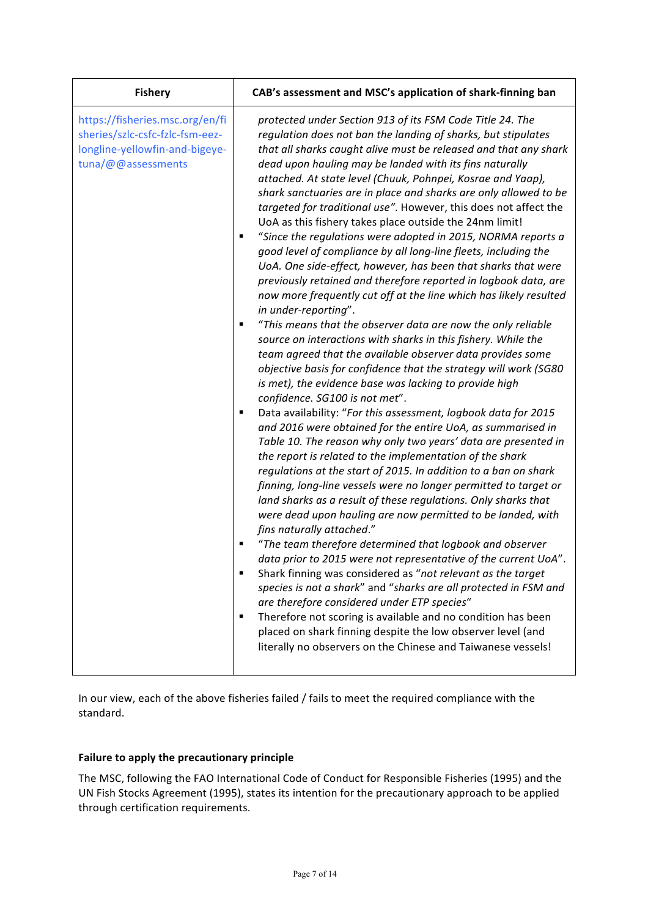| Fishery | CAB's assessment and MSC's application of shark-finning ban |
|---|---|
| https://fisheries.msc.org/en/fisheries/szlc-csfc-fzlc-fsm-eez-longline-yellowfin-and-bigeye-tuna/@@assessments | *protected under Section 913 of its FSM Code Title 24. The regulation does not ban the landing of sharks, but stipulates that all sharks caught alive must be released and that any shark dead upon hauling may be landed with its fins naturally attached. At state level (Chuuk, Pohnpei, Kosrae and Yaap), shark sanctuaries are in place and sharks are only allowed to be targeted for traditional use".* However, this does not affect the UoA as this fishery takes place outside the 24nm limit!<br>▪ "*Since the regulations were adopted in 2015, NORMA reports a good level of compliance by all long-line fleets, including the UoA. One side-effect, however, has been that sharks that were previously retained and therefore reported in logbook data, are now more frequently cut off at the line which has likely resulted in under-reporting*".<br>▪ "*This means that the observer data are now the only reliable source on interactions with sharks in this fishery. While the team agreed that the available observer data provides some objective basis for confidence that the strategy will work (SG80 is met), the evidence base was lacking to provide high confidence. SG100 is not met*".<br>▪ Data availability: "*For this assessment, logbook data for 2015 and 2016 were obtained for the entire UoA, as summarised in Table 10. The reason why only two years' data are presented in the report is related to the implementation of the shark regulations at the start of 2015. In addition to a ban on shark finning, long-line vessels were no longer permitted to target or land sharks as a result of these regulations. Only sharks that were dead upon hauling are now permitted to be landed, with fins naturally attached.*"<br>▪ "*The team therefore determined that logbook and observer data prior to 2015 were not representative of the current UoA*".<br>▪ Shark finning was considered as "*not relevant as the target species is not a shark*" and "*sharks are all protected in FSM and are therefore considered under ETP species*"<br>▪ Therefore not scoring is available and no condition has been placed on shark finning despite the low observer level (and literally no observers on the Chinese and Taiwanese vessels! |

In our view, each of the above fisheries failed / fails to meet the required compliance with the standard.

**Failure to apply the precautionary principle**

The MSC, following the FAO International Code of Conduct for Responsible Fisheries (1995) and the UN Fish Stocks Agreement (1995), states its intention for the precautionary approach to be applied through certification requirements.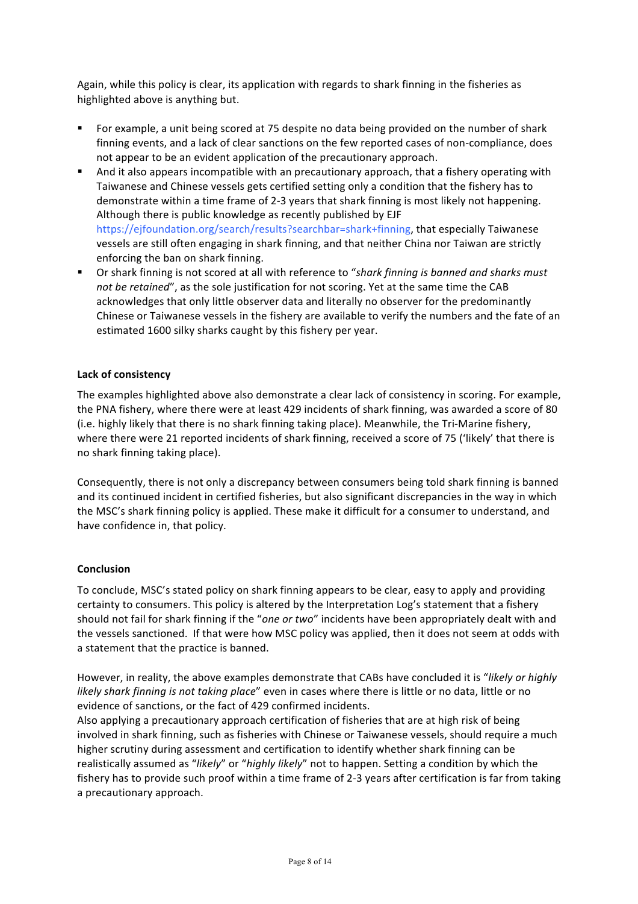Again, while this policy is clear, its application with regards to shark finning in the fisheries as highlighted above is anything but.

- For example, a unit being scored at 75 despite no data being provided on the number of shark finning events, and a lack of clear sanctions on the few reported cases of non-compliance, does not appear to be an evident application of the precautionary approach.
- And it also appears incompatible with an precautionary approach, that a fishery operating with Taiwanese and Chinese vessels gets certified setting only a condition that the fishery has to demonstrate within a time frame of 2-3 years that shark finning is most likely not happening. Although there is public knowledge as recently published by EJF https://ejfoundation.org/search/results?searchbar=shark+finning, that especially Taiwanese vessels are still often engaging in shark finning, and that neither China nor Taiwan are strictly enforcing the ban on shark finning.
- Or shark finning is not scored at all with reference to "*shark finning is banned and sharks must not be retained*", as the sole justification for not scoring. Yet at the same time the CAB acknowledges that only little observer data and literally no observer for the predominantly Chinese or Taiwanese vessels in the fishery are available to verify the numbers and the fate of an estimated 1600 silky sharks caught by this fishery per year.

**Lack of consistency**

The examples highlighted above also demonstrate a clear lack of consistency in scoring. For example, the PNA fishery, where there were at least 429 incidents of shark finning, was awarded a score of 80 (i.e. highly likely that there is no shark finning taking place). Meanwhile, the Tri-Marine fishery, where there were 21 reported incidents of shark finning, received a score of 75 ('likely' that there is no shark finning taking place).

Consequently, there is not only a discrepancy between consumers being told shark finning is banned and its continued incident in certified fisheries, but also significant discrepancies in the way in which the MSC's shark finning policy is applied. These make it difficult for a consumer to understand, and have confidence in, that policy.

**Conclusion**

To conclude, MSC's stated policy on shark finning appears to be clear, easy to apply and providing certainty to consumers. This policy is altered by the Interpretation Log's statement that a fishery should not fail for shark finning if the "*one or two*" incidents have been appropriately dealt with and the vessels sanctioned. If that were how MSC policy was applied, then it does not seem at odds with a statement that the practice is banned.

However, in reality, the above examples demonstrate that CABs have concluded it is "*likely or highly likely shark finning is not taking place*" even in cases where there is little or no data, little or no evidence of sanctions, or the fact of 429 confirmed incidents.
Also applying a precautionary approach certification of fisheries that are at high risk of being involved in shark finning, such as fisheries with Chinese or Taiwanese vessels, should require a much higher scrutiny during assessment and certification to identify whether shark finning can be realistically assumed as "*likely*" or "*highly likely*" not to happen. Setting a condition by which the fishery has to provide such proof within a time frame of 2-3 years after certification is far from taking a precautionary approach.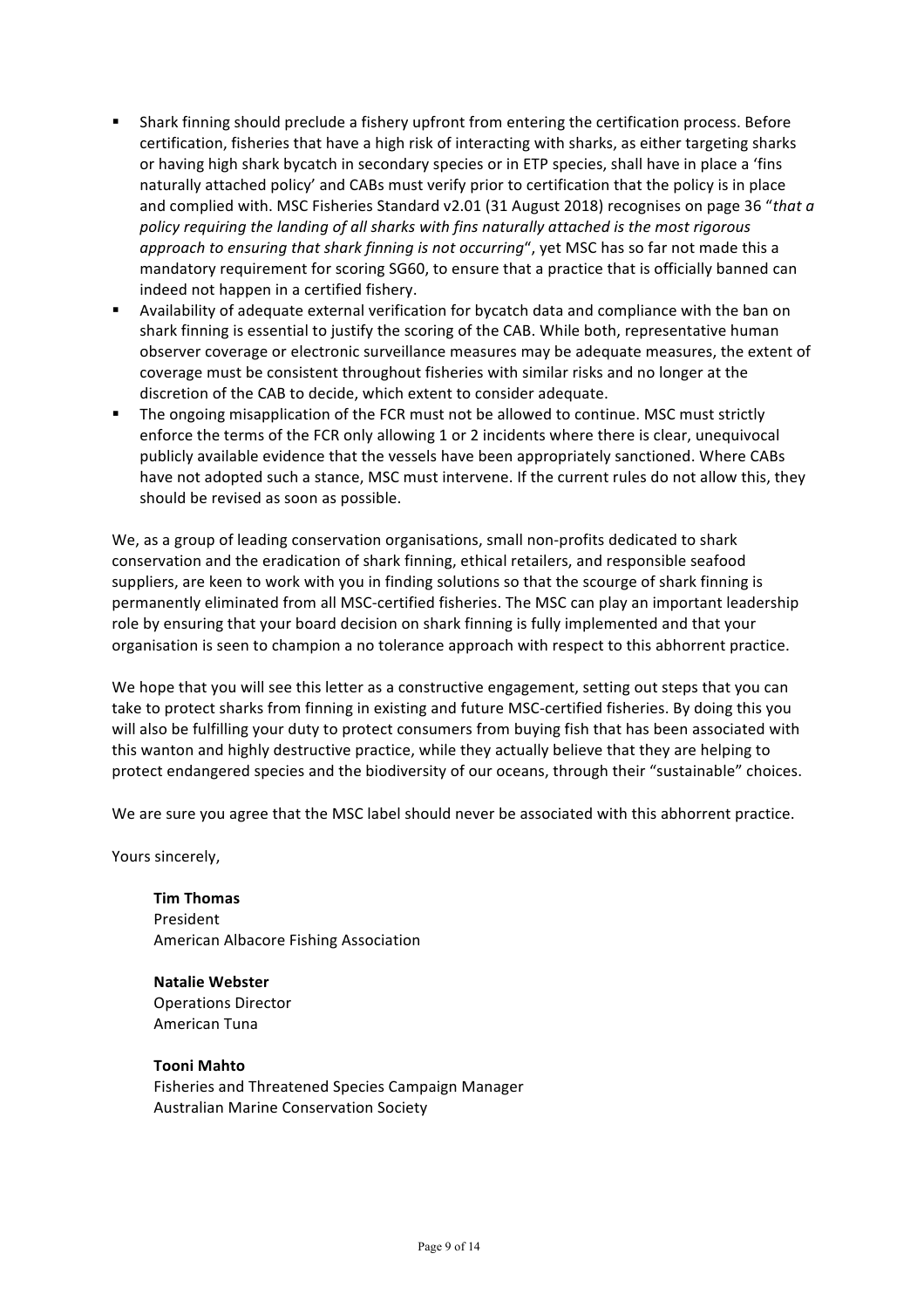- Shark finning should preclude a fishery upfront from entering the certification process. Before certification, fisheries that have a high risk of interacting with sharks, as either targeting sharks or having high shark bycatch in secondary species or in ETP species, shall have in place a 'fins naturally attached policy' and CABs must verify prior to certification that the policy is in place and complied with. MSC Fisheries Standard v2.01 (31 August 2018) recognises on page 36 "*that a policy requiring the landing of all sharks with fins naturally attached is the most rigorous approach to ensuring that shark finning is not occurring*", yet MSC has so far not made this a mandatory requirement for scoring SG60, to ensure that a practice that is officially banned can indeed not happen in a certified fishery.
- Availability of adequate external verification for bycatch data and compliance with the ban on shark finning is essential to justify the scoring of the CAB. While both, representative human observer coverage or electronic surveillance measures may be adequate measures, the extent of coverage must be consistent throughout fisheries with similar risks and no longer at the discretion of the CAB to decide, which extent to consider adequate.
- The ongoing misapplication of the FCR must not be allowed to continue. MSC must strictly enforce the terms of the FCR only allowing 1 or 2 incidents where there is clear, unequivocal publicly available evidence that the vessels have been appropriately sanctioned. Where CABs have not adopted such a stance, MSC must intervene. If the current rules do not allow this, they should be revised as soon as possible.

We, as a group of leading conservation organisations, small non-profits dedicated to shark conservation and the eradication of shark finning, ethical retailers, and responsible seafood suppliers, are keen to work with you in finding solutions so that the scourge of shark finning is permanently eliminated from all MSC-certified fisheries. The MSC can play an important leadership role by ensuring that your board decision on shark finning is fully implemented and that your organisation is seen to champion a no tolerance approach with respect to this abhorrent practice.

We hope that you will see this letter as a constructive engagement, setting out steps that you can take to protect sharks from finning in existing and future MSC-certified fisheries. By doing this you will also be fulfilling your duty to protect consumers from buying fish that has been associated with this wanton and highly destructive practice, while they actually believe that they are helping to protect endangered species and the biodiversity of our oceans, through their "sustainable" choices.

We are sure you agree that the MSC label should never be associated with this abhorrent practice.

Yours sincerely,

**Tim Thomas**
President
American Albacore Fishing Association

**Natalie Webster**
Operations Director
American Tuna

**Tooni Mahto**
Fisheries and Threatened Species Campaign Manager
Australian Marine Conservation Society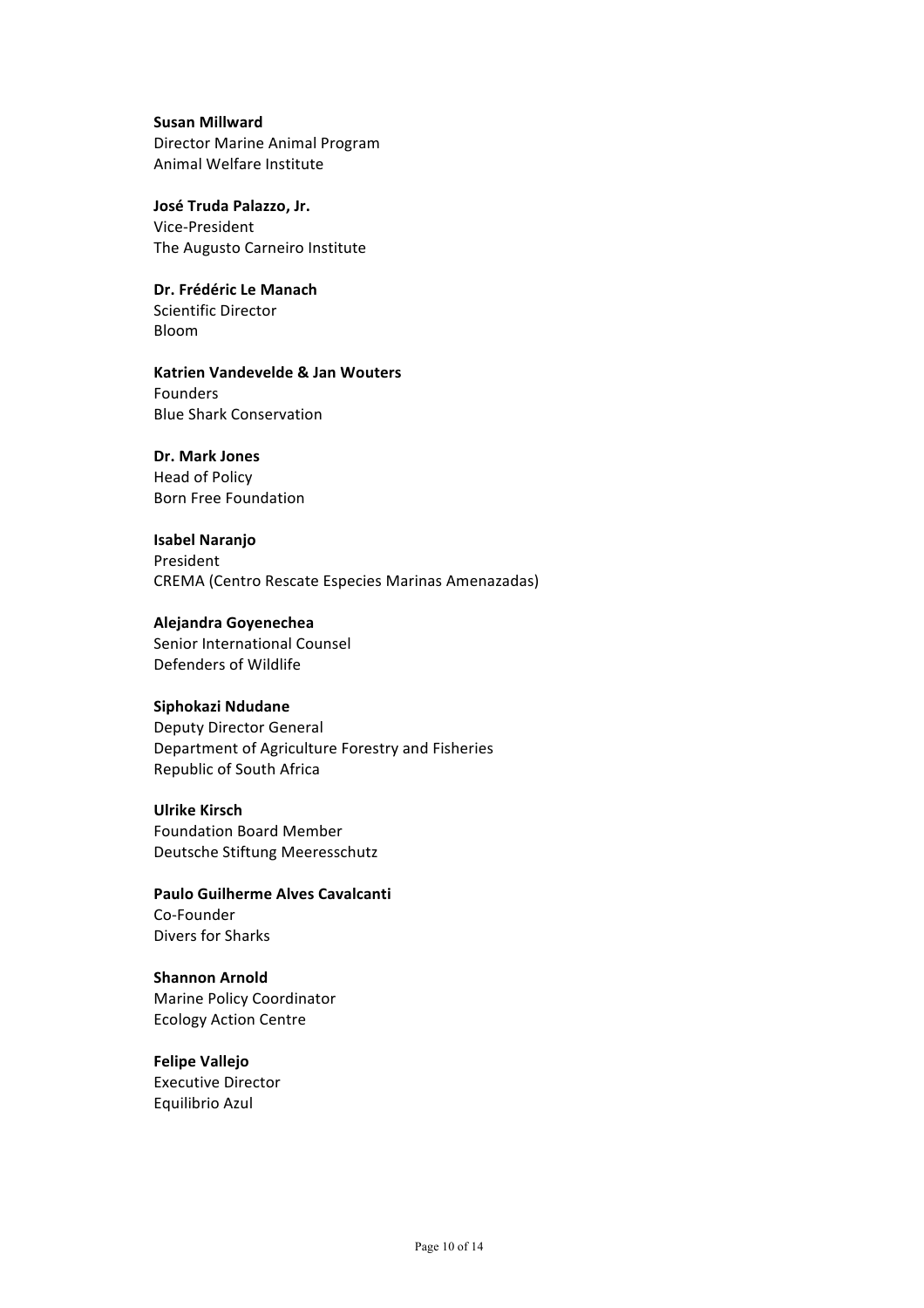**Susan Millward**
Director Marine Animal Program
Animal Welfare Institute

**José Truda Palazzo, Jr.**
Vice-President
The Augusto Carneiro Institute

**Dr. Frédéric Le Manach**
Scientific Director
Bloom

**Katrien Vandevelde & Jan Wouters**
Founders
Blue Shark Conservation

**Dr. Mark Jones**
Head of Policy
Born Free Foundation

**Isabel Naranjo**
President
CREMA (Centro Rescate Especies Marinas Amenazadas)

**Alejandra Goyenechea**
Senior International Counsel
Defenders of Wildlife

**Siphokazi Ndudane**
Deputy Director General
Department of Agriculture Forestry and Fisheries
Republic of South Africa

**Ulrike Kirsch**
Foundation Board Member
Deutsche Stiftung Meeresschutz

**Paulo Guilherme Alves Cavalcanti**
Co-Founder
Divers for Sharks

**Shannon Arnold**
Marine Policy Coordinator
Ecology Action Centre

**Felipe Vallejo**
Executive Director
Equilibrio Azul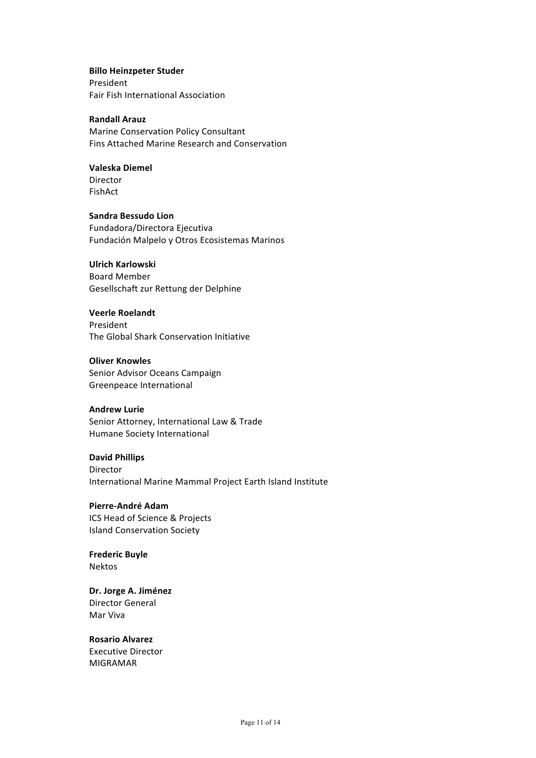**Billo Heinzpeter Studer**
President
Fair Fish International Association

**Randall Arauz**
Marine Conservation Policy Consultant
Fins Attached Marine Research and Conservation

**Valeska Diemel**
Director
FishAct

**Sandra Bessudo Lion**
Fundadora/Directora Ejecutiva
Fundación Malpelo y Otros Ecosistemas Marinos

**Ulrich Karlowski**
Board Member
Gesellschaft zur Rettung der Delphine

**Veerle Roelandt**
President
The Global Shark Conservation Initiative

**Oliver Knowles**
Senior Advisor Oceans Campaign
Greenpeace International

**Andrew Lurie**
Senior Attorney, International Law & Trade
Humane Society International

**David Phillips**
Director
International Marine Mammal Project Earth Island Institute

**Pierre-André Adam**
ICS Head of Science & Projects
Island Conservation Society

**Frederic Buyle**
Nektos

**Dr. Jorge A. Jiménez**
Director General
Mar Viva

**Rosario Alvarez**
Executive Director
MIGRAMAR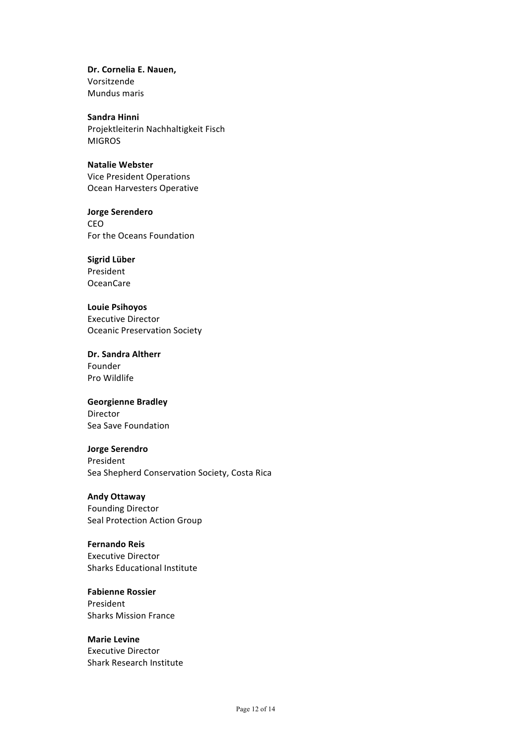**Dr. Cornelia E. Nauen,**
Vorsitzende
Mundus maris

**Sandra Hinni**
Projektleiterin Nachhaltigkeit Fisch
MIGROS

**Natalie Webster**
Vice President Operations
Ocean Harvesters Operative

**Jorge Serendero**
CEO
For the Oceans Foundation

**Sigrid Lüber**
President
OceanCare

**Louie Psihoyos**
Executive Director
Oceanic Preservation Society

**Dr. Sandra Altherr**
Founder
Pro Wildlife

**Georgienne Bradley**
Director
Sea Save Foundation

**Jorge Serendro**
President
Sea Shepherd Conservation Society, Costa Rica

**Andy Ottaway**
Founding Director
Seal Protection Action Group

**Fernando Reis**
Executive Director
Sharks Educational Institute

**Fabienne Rossier**
President
Sharks Mission France

**Marie Levine**
Executive Director
Shark Research Institute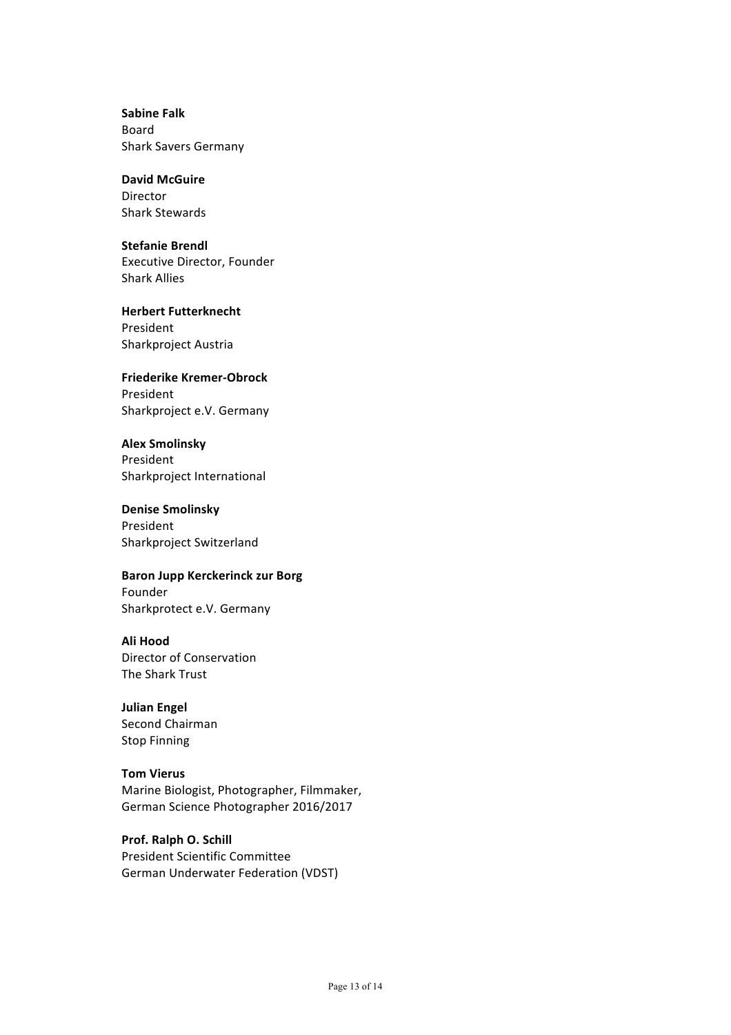**Sabine Falk**
Board
Shark Savers Germany

**David McGuire**
Director
Shark Stewards

**Stefanie Brendl**
Executive Director, Founder
Shark Allies

**Herbert Futterknecht**
President
Sharkproject Austria

**Friederike Kremer-Obrock**
President
Sharkproject e.V. Germany

**Alex Smolinsky**
President
Sharkproject International

**Denise Smolinsky**
President
Sharkproject Switzerland

**Baron Jupp Kerckerinck zur Borg**
Founder
Sharkprotect e.V. Germany

**Ali Hood**
Director of Conservation
The Shark Trust

**Julian Engel**
Second Chairman
Stop Finning

**Tom Vierus**
Marine Biologist, Photographer, Filmmaker,
German Science Photographer 2016/2017

**Prof. Ralph O. Schill**
President Scientific Committee
German Underwater Federation (VDST)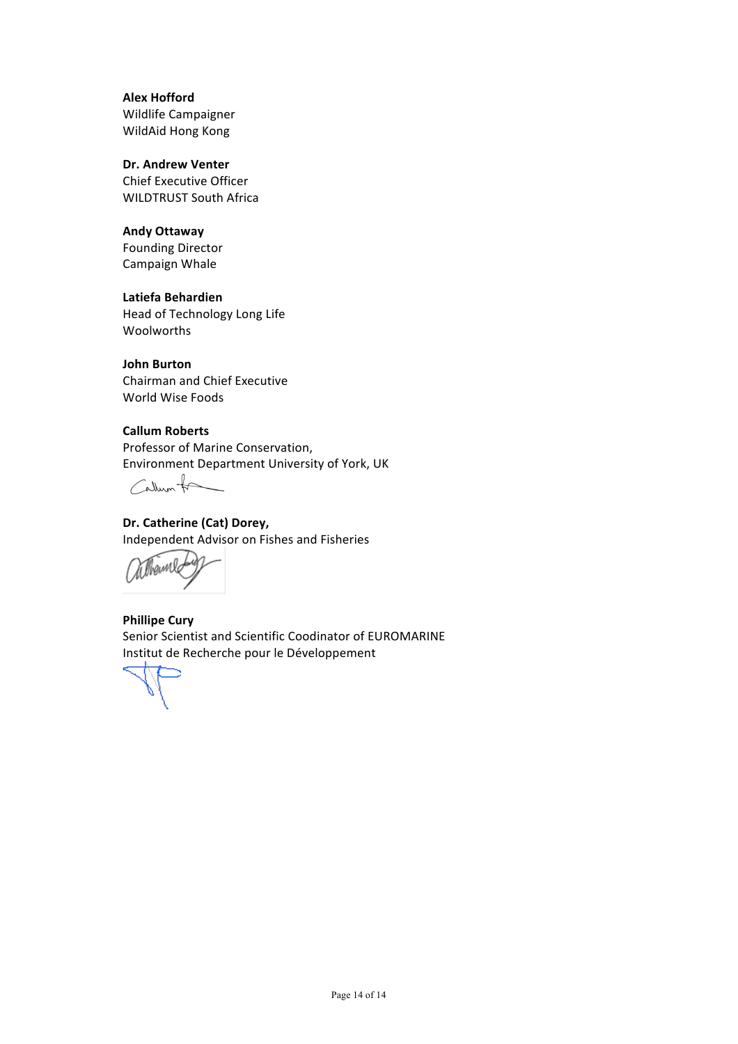**Alex Hofford**
Wildlife Campaigner
WildAid Hong Kong

**Dr. Andrew Venter**
Chief Executive Officer
WILDTRUST South Africa

**Andy Ottaway**
Founding Director
Campaign Whale

**Latiefa Behardien**
Head of Technology Long Life
Woolworths

**John Burton**
Chairman and Chief Executive
World Wise Foods

**Callum Roberts**
Professor of Marine Conservation,
Environment Department University of York, UK

**Dr. Catherine (Cat) Dorey,**
Independent Advisor on Fishes and Fisheries

**Phillipe Cury**
Senior Scientist and Scientific Coodinator of EUROMARINE
Institut de Recherche pour le Développement